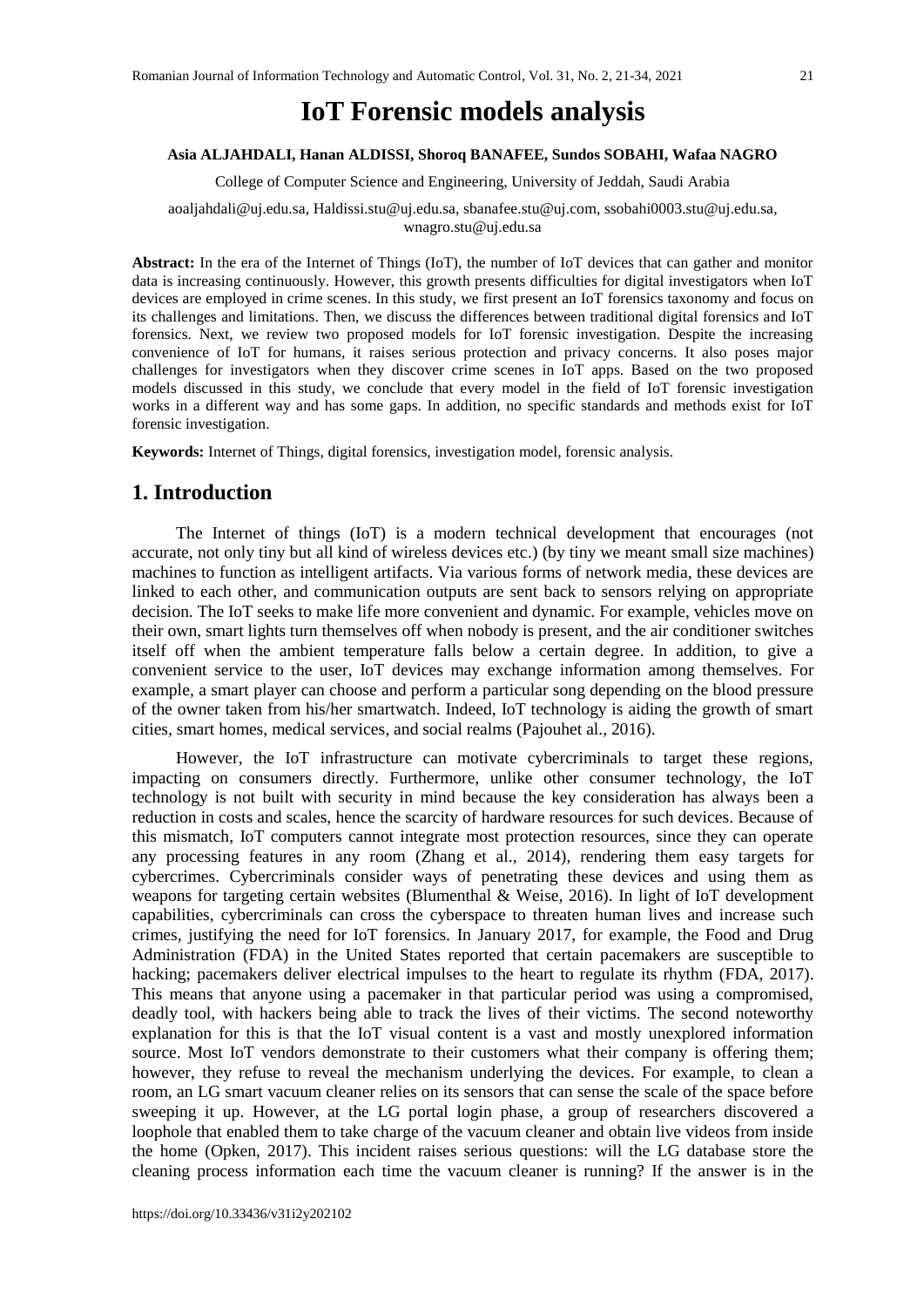# IoT Forensic models analysis

**Asia ALJAHDALI, Hanan ALDISSI, Shoroq BANAFEE, Sundos SOBAHI, Wafaa NAGRO**

College of Computer Science and Engineering, University of Jeddah, Saudi Arabia

aoaljahdali@uj.edu.sa, Haldissi.stu@uj.edu.sa, sbanafee.stu@uj.com, ssobahi0003.stu@uj.edu.sa, wnagro.stu@uj.edu.sa

**Abstract:** In the era of the Internet of Things (IoT), the number of IoT devices that can gather and monitor data is increasing continuously. However, this growth presents difficulties for digital investigators when IoT devices are employed in crime scenes. In this study, we first present an IoT forensics taxonomy and focus on its challenges and limitations. Then, we discuss the differences between traditional digital forensics and IoT forensics. Next, we review two proposed models for IoT forensic investigation. Despite the increasing convenience of IoT for humans, it raises serious protection and privacy concerns. It also poses major challenges for investigators when they discover crime scenes in IoT apps. Based on the two proposed models discussed in this study, we conclude that every model in the field of IoT forensic investigation works in a different way and has some gaps. In addition, no specific standards and methods exist for IoT forensic investigation.

**Keywords:** Internet of Things, digital forensics, investigation model, forensic analysis.

## 1. Introduction

The Internet of things (IoT) is a modern technical development that encourages (not accurate, not only tiny but all kind of wireless devices etc.) (by tiny we meant small size machines) machines to function as intelligent artifacts. Via various forms of network media, these devices are linked to each other, and communication outputs are sent back to sensors relying on appropriate decision. The IoT seeks to make life more convenient and dynamic. For example, vehicles move on their own, smart lights turn themselves off when nobody is present, and the air conditioner switches itself off when the ambient temperature falls below a certain degree. In addition, to give a convenient service to the user, IoT devices may exchange information among themselves. For example, a smart player can choose and perform a particular song depending on the blood pressure of the owner taken from his/her smartwatch. Indeed, IoT technology is aiding the growth of smart cities, smart homes, medical services, and social realms (Pajouhet al., 2016).

However, the IoT infrastructure can motivate cybercriminals to target these regions, impacting on consumers directly. Furthermore, unlike other consumer technology, the IoT technology is not built with security in mind because the key consideration has always been a reduction in costs and scales, hence the scarcity of hardware resources for such devices. Because of this mismatch, IoT computers cannot integrate most protection resources, since they can operate any processing features in any room (Zhang et al., 2014), rendering them easy targets for cybercrimes. Cybercriminals consider ways of penetrating these devices and using them as weapons for targeting certain websites (Blumenthal & Weise, 2016). In light of IoT development capabilities, cybercriminals can cross the cyberspace to threaten human lives and increase such crimes, justifying the need for IoT forensics. In January 2017, for example, the Food and Drug Administration (FDA) in the United States reported that certain pacemakers are susceptible to hacking; pacemakers deliver electrical impulses to the heart to regulate its rhythm (FDA, 2017). This means that anyone using a pacemaker in that particular period was using a compromised, deadly tool, with hackers being able to track the lives of their victims. The second noteworthy explanation for this is that the IoT visual content is a vast and mostly unexplored information source. Most IoT vendors demonstrate to their customers what their company is offering them; however, they refuse to reveal the mechanism underlying the devices. For example, to clean a room, an LG smart vacuum cleaner relies on its sensors that can sense the scale of the space before sweeping it up. However, at the LG portal login phase, a group of researchers discovered a loophole that enabled them to take charge of the vacuum cleaner and obtain live videos from inside the home (Opken, 2017). This incident raises serious questions: will the LG database store the cleaning process information each time the vacuum cleaner is running? If the answer is in the

https://doi.org/10.33436/v31i2y202102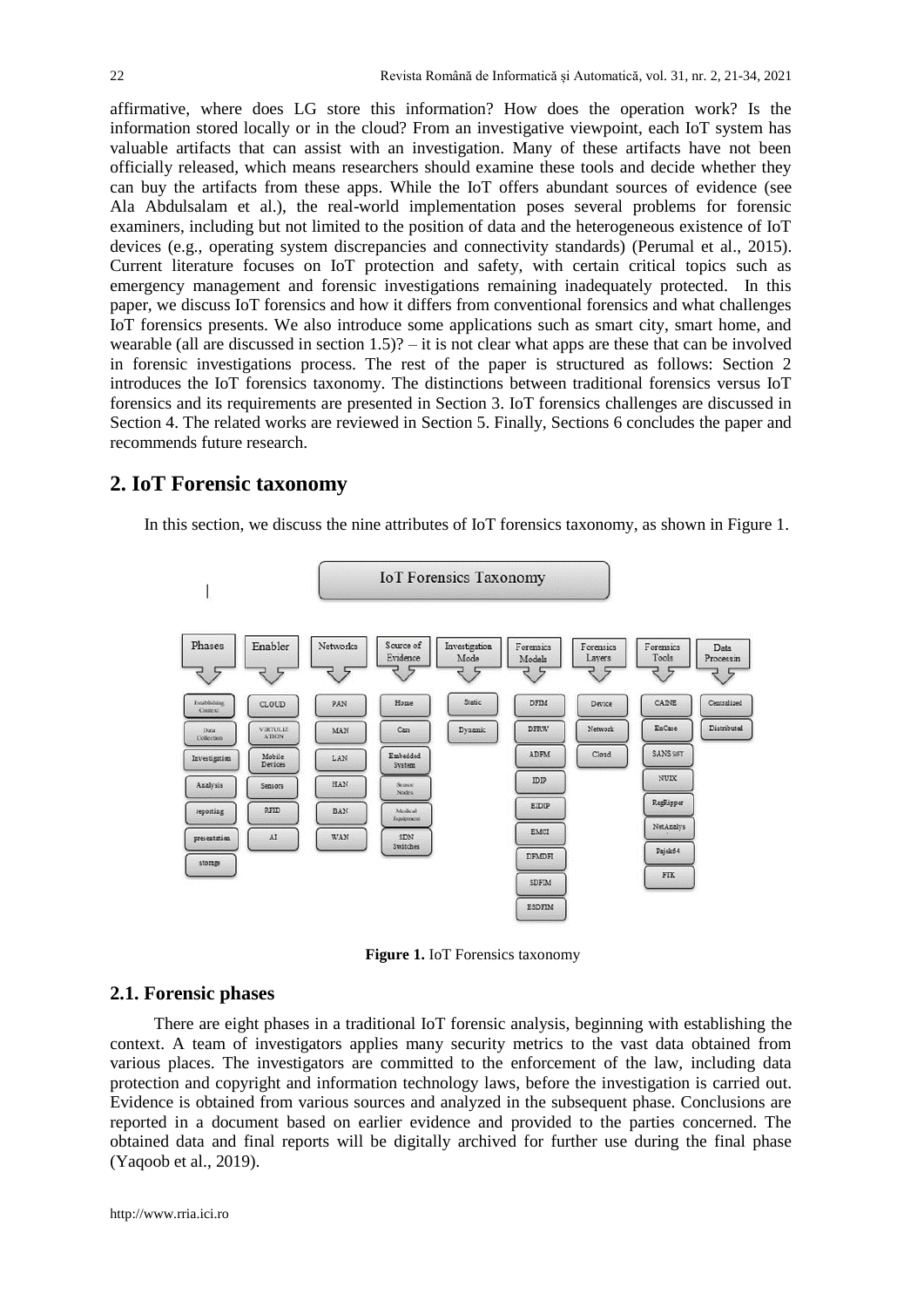affirmative, where does LG store this information? How does the operation work? Is the information stored locally or in the cloud? From an investigative viewpoint, each IoT system has valuable artifacts that can assist with an investigation. Many of these artifacts have not been officially released, which means researchers should examine these tools and decide whether they can buy the artifacts from these apps. While the IoT offers abundant sources of evidence (see Ala Abdulsalam et al.), the real-world implementation poses several problems for forensic examiners, including but not limited to the position of data and the heterogeneous existence of IoT devices (e.g., operating system discrepancies and connectivity standards) (Perumal et al., 2015). Current literature focuses on IoT protection and safety, with certain critical topics such as emergency management and forensic investigations remaining inadequately protected. In this paper, we discuss IoT forensics and how it differs from conventional forensics and what challenges IoT forensics presents. We also introduce some applications such as smart city, smart home, and wearable (all are discussed in section 1.5)? – it is not clear what apps are these that can be involved in forensic investigations process. The rest of the paper is structured as follows: Section 2 introduces the IoT forensics taxonomy. The distinctions between traditional forensics versus IoT forensics and its requirements are presented in Section 3. IoT forensics challenges are discussed in Section 4. The related works are reviewed in Section 5. Finally, Sections 6 concludes the paper and recommends future research.

## 2. IoT Forensic taxonomy

In this section, we discuss the nine attributes of IoT forensics taxonomy, as shown in Figure 1.

| IoT Forensics Taxonomy | | | | | | | | |
|---|---|---|---|---|---|---|---|---|
| Phases | Enabler | Networks | Source of Evidence | Investigation Mode | Forensics Models | Forensics Layers | Forensics Tools | Data Processin |
| Establishing Context | CLOUD | PAN | Home | Static | DFIM | Device | CAINE | Centralized |
| Data Collection | VIRTULIZATION | MAN | Cars | Dynamic | DFRW | Network | EnCase | Distributed |
| Investigation | Mobile Devices | LAN | Embedded System | | ADFM | Cloud | SANS SIFT | |
| Analysis | Sensors | HAN | Sensor Nodes | | IDIP | | NUIX | |
| reporting | RFID | BAN | Medical Equipment | | EIDIP | | RegRipper | |
| presentation | AI | WAN | SDN Switches | | EMCI | | NetAnalys | |
| storage | | | | | DFMDFI | | Pajek64 | |
| | | | | | SDFIM | | FTK | |
| | | | | | ESDFIM | | | |

**Figure 1.** IoT Forensics taxonomy

### 2.1. Forensic phases

There are eight phases in a traditional IoT forensic analysis, beginning with establishing the context. A team of investigators applies many security metrics to the vast data obtained from various places. The investigators are committed to the enforcement of the law, including data protection and copyright and information technology laws, before the investigation is carried out. Evidence is obtained from various sources and analyzed in the subsequent phase. Conclusions are reported in a document based on earlier evidence and provided to the parties concerned. The obtained data and final reports will be digitally archived for further use during the final phase (Yaqoob et al., 2019).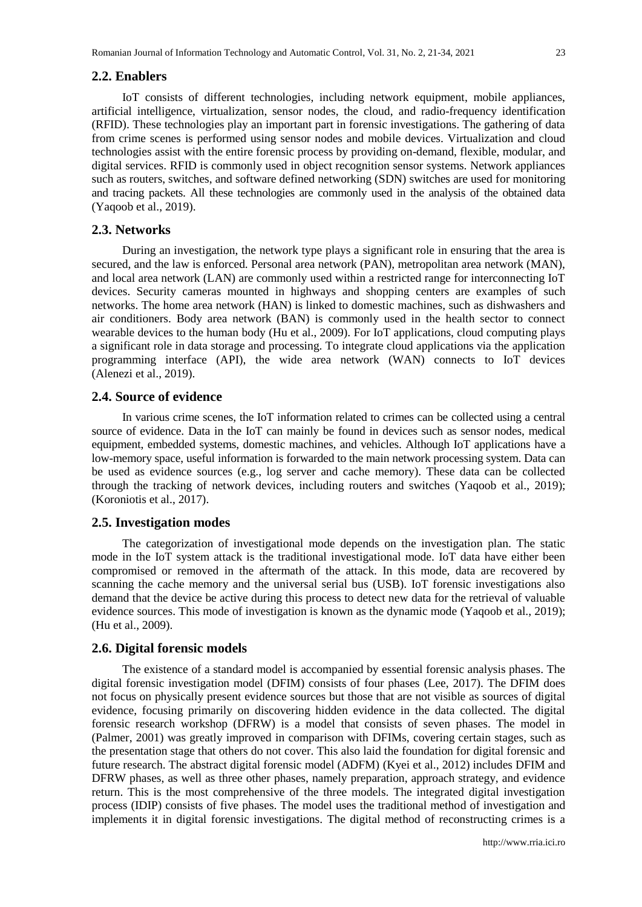## 2.2. Enablers

IoT consists of different technologies, including network equipment, mobile appliances, artificial intelligence, virtualization, sensor nodes, the cloud, and radio-frequency identification (RFID). These technologies play an important part in forensic investigations. The gathering of data from crime scenes is performed using sensor nodes and mobile devices. Virtualization and cloud technologies assist with the entire forensic process by providing on-demand, flexible, modular, and digital services. RFID is commonly used in object recognition sensor systems. Network appliances such as routers, switches, and software defined networking (SDN) switches are used for monitoring and tracing packets. All these technologies are commonly used in the analysis of the obtained data (Yaqoob et al., 2019).

## 2.3. Networks

During an investigation, the network type plays a significant role in ensuring that the area is secured, and the law is enforced. Personal area network (PAN), metropolitan area network (MAN), and local area network (LAN) are commonly used within a restricted range for interconnecting IoT devices. Security cameras mounted in highways and shopping centers are examples of such networks. The home area network (HAN) is linked to domestic machines, such as dishwashers and air conditioners. Body area network (BAN) is commonly used in the health sector to connect wearable devices to the human body (Hu et al., 2009). For IoT applications, cloud computing plays a significant role in data storage and processing. To integrate cloud applications via the application programming interface (API), the wide area network (WAN) connects to IoT devices (Alenezi et al., 2019).

## 2.4. Source of evidence

In various crime scenes, the IoT information related to crimes can be collected using a central source of evidence. Data in the IoT can mainly be found in devices such as sensor nodes, medical equipment, embedded systems, domestic machines, and vehicles. Although IoT applications have a low-memory space, useful information is forwarded to the main network processing system. Data can be used as evidence sources (e.g., log server and cache memory). These data can be collected through the tracking of network devices, including routers and switches (Yaqoob et al., 2019); (Koroniotis et al., 2017).

## 2.5. Investigation modes

The categorization of investigational mode depends on the investigation plan. The static mode in the IoT system attack is the traditional investigational mode. IoT data have either been compromised or removed in the aftermath of the attack. In this mode, data are recovered by scanning the cache memory and the universal serial bus (USB). IoT forensic investigations also demand that the device be active during this process to detect new data for the retrieval of valuable evidence sources. This mode of investigation is known as the dynamic mode (Yaqoob et al., 2019); (Hu et al., 2009).

## 2.6. Digital forensic models

The existence of a standard model is accompanied by essential forensic analysis phases. The digital forensic investigation model (DFIM) consists of four phases (Lee, 2017). The DFIM does not focus on physically present evidence sources but those that are not visible as sources of digital evidence, focusing primarily on discovering hidden evidence in the data collected. The digital forensic research workshop (DFRW) is a model that consists of seven phases. The model in (Palmer, 2001) was greatly improved in comparison with DFIMs, covering certain stages, such as the presentation stage that others do not cover. This also laid the foundation for digital forensic and future research. The abstract digital forensic model (ADFM) (Kyei et al., 2012) includes DFIM and DFRW phases, as well as three other phases, namely preparation, approach strategy, and evidence return. This is the most comprehensive of the three models. The integrated digital investigation process (IDIP) consists of five phases. The model uses the traditional method of investigation and implements it in digital forensic investigations. The digital method of reconstructing crimes is a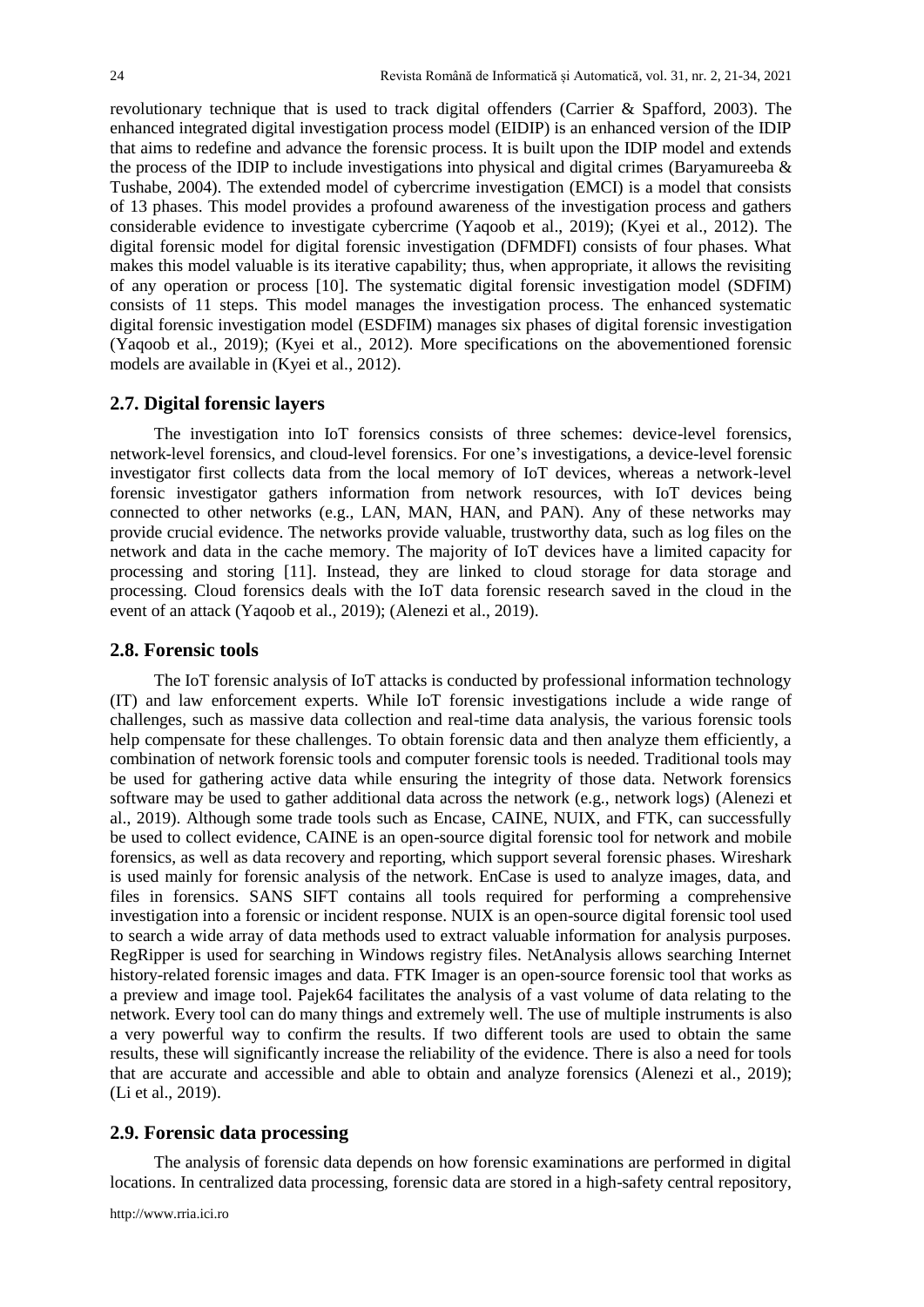revolutionary technique that is used to track digital offenders (Carrier & Spafford, 2003). The enhanced integrated digital investigation process model (EIDIP) is an enhanced version of the IDIP that aims to redefine and advance the forensic process. It is built upon the IDIP model and extends the process of the IDIP to include investigations into physical and digital crimes (Baryamureeba & Tushabe, 2004). The extended model of cybercrime investigation (EMCI) is a model that consists of 13 phases. This model provides a profound awareness of the investigation process and gathers considerable evidence to investigate cybercrime (Yaqoob et al., 2019); (Kyei et al., 2012). The digital forensic model for digital forensic investigation (DFMDFI) consists of four phases. What makes this model valuable is its iterative capability; thus, when appropriate, it allows the revisiting of any operation or process [10]. The systematic digital forensic investigation model (SDFIM) consists of 11 steps. This model manages the investigation process. The enhanced systematic digital forensic investigation model (ESDFIM) manages six phases of digital forensic investigation (Yaqoob et al., 2019); (Kyei et al., 2012). More specifications on the abovementioned forensic models are available in (Kyei et al., 2012).

## 2.7. Digital forensic layers

The investigation into IoT forensics consists of three schemes: device-level forensics, network-level forensics, and cloud-level forensics. For one's investigations, a device-level forensic investigator first collects data from the local memory of IoT devices, whereas a network-level forensic investigator gathers information from network resources, with IoT devices being connected to other networks (e.g., LAN, MAN, HAN, and PAN). Any of these networks may provide crucial evidence. The networks provide valuable, trustworthy data, such as log files on the network and data in the cache memory. The majority of IoT devices have a limited capacity for processing and storing [11]. Instead, they are linked to cloud storage for data storage and processing. Cloud forensics deals with the IoT data forensic research saved in the cloud in the event of an attack (Yaqoob et al., 2019); (Alenezi et al., 2019).

## 2.8. Forensic tools

The IoT forensic analysis of IoT attacks is conducted by professional information technology (IT) and law enforcement experts. While IoT forensic investigations include a wide range of challenges, such as massive data collection and real-time data analysis, the various forensic tools help compensate for these challenges. To obtain forensic data and then analyze them efficiently, a combination of network forensic tools and computer forensic tools is needed. Traditional tools may be used for gathering active data while ensuring the integrity of those data. Network forensics software may be used to gather additional data across the network (e.g., network logs) (Alenezi et al., 2019). Although some trade tools such as Encase, CAINE, NUIX, and FTK, can successfully be used to collect evidence, CAINE is an open-source digital forensic tool for network and mobile forensics, as well as data recovery and reporting, which support several forensic phases. Wireshark is used mainly for forensic analysis of the network. EnCase is used to analyze images, data, and files in forensics. SANS SIFT contains all tools required for performing a comprehensive investigation into a forensic or incident response. NUIX is an open-source digital forensic tool used to search a wide array of data methods used to extract valuable information for analysis purposes. RegRipper is used for searching in Windows registry files. NetAnalysis allows searching Internet history-related forensic images and data. FTK Imager is an open-source forensic tool that works as a preview and image tool. Pajek64 facilitates the analysis of a vast volume of data relating to the network. Every tool can do many things and extremely well. The use of multiple instruments is also a very powerful way to confirm the results. If two different tools are used to obtain the same results, these will significantly increase the reliability of the evidence. There is also a need for tools that are accurate and accessible and able to obtain and analyze forensics (Alenezi et al., 2019); (Li et al., 2019).

## 2.9. Forensic data processing

The analysis of forensic data depends on how forensic examinations are performed in digital locations. In centralized data processing, forensic data are stored in a high-safety central repository,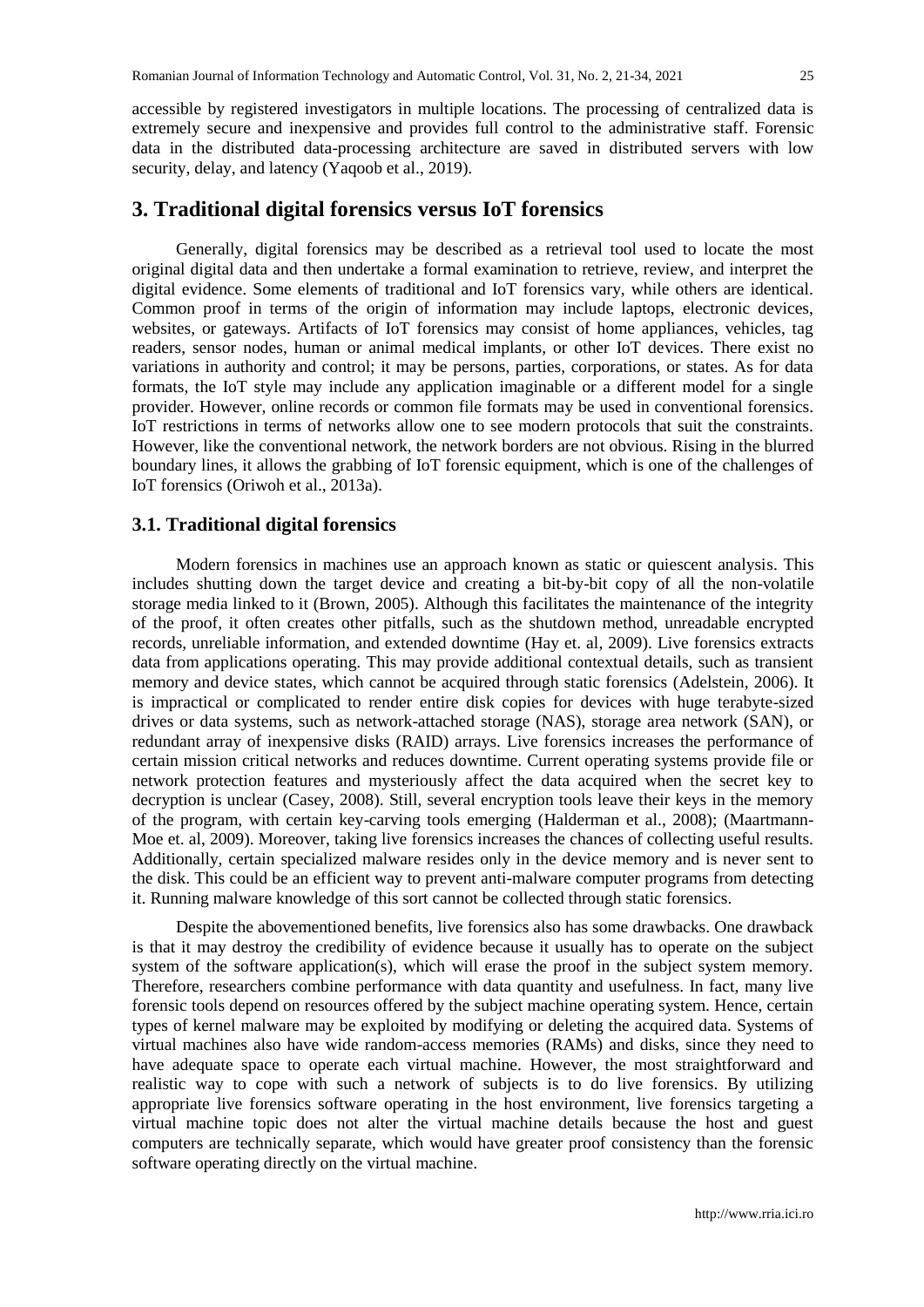accessible by registered investigators in multiple locations. The processing of centralized data is extremely secure and inexpensive and provides full control to the administrative staff. Forensic data in the distributed data-processing architecture are saved in distributed servers with low security, delay, and latency (Yaqoob et al., 2019).

## 3. Traditional digital forensics versus IoT forensics

Generally, digital forensics may be described as a retrieval tool used to locate the most original digital data and then undertake a formal examination to retrieve, review, and interpret the digital evidence. Some elements of traditional and IoT forensics vary, while others are identical. Common proof in terms of the origin of information may include laptops, electronic devices, websites, or gateways. Artifacts of IoT forensics may consist of home appliances, vehicles, tag readers, sensor nodes, human or animal medical implants, or other IoT devices. There exist no variations in authority and control; it may be persons, parties, corporations, or states. As for data formats, the IoT style may include any application imaginable or a different model for a single provider. However, online records or common file formats may be used in conventional forensics. IoT restrictions in terms of networks allow one to see modern protocols that suit the constraints. However, like the conventional network, the network borders are not obvious. Rising in the blurred boundary lines, it allows the grabbing of IoT forensic equipment, which is one of the challenges of IoT forensics (Oriwoh et al., 2013a).

### 3.1. Traditional digital forensics

Modern forensics in machines use an approach known as static or quiescent analysis. This includes shutting down the target device and creating a bit-by-bit copy of all the non-volatile storage media linked to it (Brown, 2005). Although this facilitates the maintenance of the integrity of the proof, it often creates other pitfalls, such as the shutdown method, unreadable encrypted records, unreliable information, and extended downtime (Hay et. al, 2009). Live forensics extracts data from applications operating. This may provide additional contextual details, such as transient memory and device states, which cannot be acquired through static forensics (Adelstein, 2006). It is impractical or complicated to render entire disk copies for devices with huge terabyte-sized drives or data systems, such as network-attached storage (NAS), storage area network (SAN), or redundant array of inexpensive disks (RAID) arrays. Live forensics increases the performance of certain mission critical networks and reduces downtime. Current operating systems provide file or network protection features and mysteriously affect the data acquired when the secret key to decryption is unclear (Casey, 2008). Still, several encryption tools leave their keys in the memory of the program, with certain key-carving tools emerging (Halderman et al., 2008); (Maartmann-Moe et. al, 2009). Moreover, taking live forensics increases the chances of collecting useful results. Additionally, certain specialized malware resides only in the device memory and is never sent to the disk. This could be an efficient way to prevent anti-malware computer programs from detecting it. Running malware knowledge of this sort cannot be collected through static forensics.

Despite the abovementioned benefits, live forensics also has some drawbacks. One drawback is that it may destroy the credibility of evidence because it usually has to operate on the subject system of the software application(s), which will erase the proof in the subject system memory. Therefore, researchers combine performance with data quantity and usefulness. In fact, many live forensic tools depend on resources offered by the subject machine operating system. Hence, certain types of kernel malware may be exploited by modifying or deleting the acquired data. Systems of virtual machines also have wide random-access memories (RAMs) and disks, since they need to have adequate space to operate each virtual machine. However, the most straightforward and realistic way to cope with such a network of subjects is to do live forensics. By utilizing appropriate live forensics software operating in the host environment, live forensics targeting a virtual machine topic does not alter the virtual machine details because the host and guest computers are technically separate, which would have greater proof consistency than the forensic software operating directly on the virtual machine.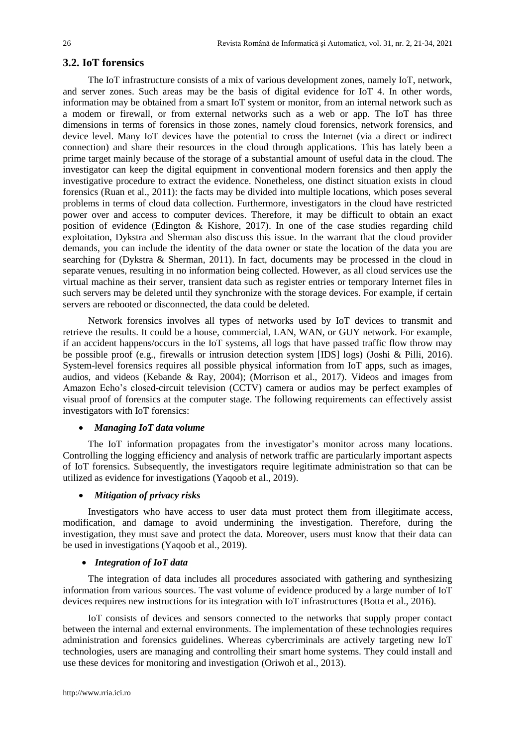## 3.2. IoT forensics

The IoT infrastructure consists of a mix of various development zones, namely IoT, network, and server zones. Such areas may be the basis of digital evidence for IoT 4. In other words, information may be obtained from a smart IoT system or monitor, from an internal network such as a modem or firewall, or from external networks such as a web or app. The IoT has three dimensions in terms of forensics in those zones, namely cloud forensics, network forensics, and device level. Many IoT devices have the potential to cross the Internet (via a direct or indirect connection) and share their resources in the cloud through applications. This has lately been a prime target mainly because of the storage of a substantial amount of useful data in the cloud. The investigator can keep the digital equipment in conventional modern forensics and then apply the investigative procedure to extract the evidence. Nonetheless, one distinct situation exists in cloud forensics (Ruan et al., 2011): the facts may be divided into multiple locations, which poses several problems in terms of cloud data collection. Furthermore, investigators in the cloud have restricted power over and access to computer devices. Therefore, it may be difficult to obtain an exact position of evidence (Edington & Kishore, 2017). In one of the case studies regarding child exploitation, Dykstra and Sherman also discuss this issue. In the warrant that the cloud provider demands, you can include the identity of the data owner or state the location of the data you are searching for (Dykstra & Sherman, 2011). In fact, documents may be processed in the cloud in separate venues, resulting in no information being collected. However, as all cloud services use the virtual machine as their server, transient data such as register entries or temporary Internet files in such servers may be deleted until they synchronize with the storage devices. For example, if certain servers are rebooted or disconnected, the data could be deleted.

Network forensics involves all types of networks used by IoT devices to transmit and retrieve the results. It could be a house, commercial, LAN, WAN, or GUY network. For example, if an accident happens/occurs in the IoT systems, all logs that have passed traffic flow throw may be possible proof (e.g., firewalls or intrusion detection system [IDS] logs) (Joshi & Pilli, 2016). System-level forensics requires all possible physical information from IoT apps, such as images, audios, and videos (Kebande & Ray, 2004); (Morrison et al., 2017). Videos and images from Amazon Echo's closed-circuit television (CCTV) camera or audios may be perfect examples of visual proof of forensics at the computer stage. The following requirements can effectively assist investigators with IoT forensics:

- ***Managing IoT data volume***

The IoT information propagates from the investigator's monitor across many locations. Controlling the logging efficiency and analysis of network traffic are particularly important aspects of IoT forensics. Subsequently, the investigators require legitimate administration so that can be utilized as evidence for investigations (Yaqoob et al., 2019).

- ***Mitigation of privacy risks***

Investigators who have access to user data must protect them from illegitimate access, modification, and damage to avoid undermining the investigation. Therefore, during the investigation, they must save and protect the data. Moreover, users must know that their data can be used in investigations (Yaqoob et al., 2019).

- ***Integration of IoT data***

The integration of data includes all procedures associated with gathering and synthesizing information from various sources. The vast volume of evidence produced by a large number of IoT devices requires new instructions for its integration with IoT infrastructures (Botta et al., 2016).

IoT consists of devices and sensors connected to the networks that supply proper contact between the internal and external environments. The implementation of these technologies requires administration and forensics guidelines. Whereas cybercriminals are actively targeting new IoT technologies, users are managing and controlling their smart home systems. They could install and use these devices for monitoring and investigation (Oriwoh et al., 2013).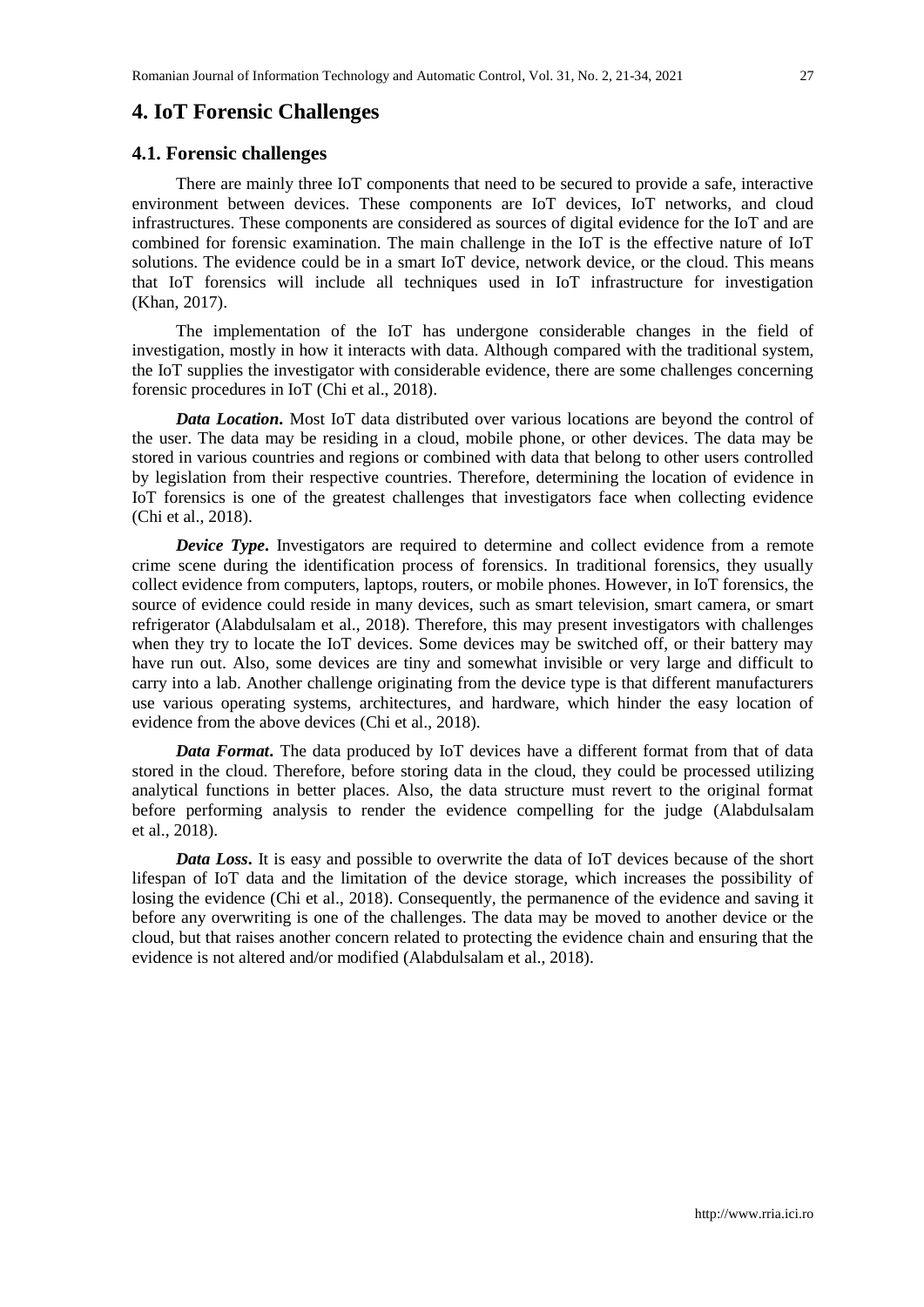# 4. IoT Forensic Challenges

## 4.1. Forensic challenges

There are mainly three IoT components that need to be secured to provide a safe, interactive environment between devices. These components are IoT devices, IoT networks, and cloud infrastructures. These components are considered as sources of digital evidence for the IoT and are combined for forensic examination. The main challenge in the IoT is the effective nature of IoT solutions. The evidence could be in a smart IoT device, network device, or the cloud. This means that IoT forensics will include all techniques used in IoT infrastructure for investigation (Khan, 2017).

The implementation of the IoT has undergone considerable changes in the field of investigation, mostly in how it interacts with data. Although compared with the traditional system, the IoT supplies the investigator with considerable evidence, there are some challenges concerning forensic procedures in IoT (Chi et al., 2018).

***Data Location***. Most IoT data distributed over various locations are beyond the control of the user. The data may be residing in a cloud, mobile phone, or other devices. The data may be stored in various countries and regions or combined with data that belong to other users controlled by legislation from their respective countries. Therefore, determining the location of evidence in IoT forensics is one of the greatest challenges that investigators face when collecting evidence (Chi et al., 2018).

***Device Type***. Investigators are required to determine and collect evidence from a remote crime scene during the identification process of forensics. In traditional forensics, they usually collect evidence from computers, laptops, routers, or mobile phones. However, in IoT forensics, the source of evidence could reside in many devices, such as smart television, smart camera, or smart refrigerator (Alabdulsalam et al., 2018). Therefore, this may present investigators with challenges when they try to locate the IoT devices. Some devices may be switched off, or their battery may have run out. Also, some devices are tiny and somewhat invisible or very large and difficult to carry into a lab. Another challenge originating from the device type is that different manufacturers use various operating systems, architectures, and hardware, which hinder the easy location of evidence from the above devices (Chi et al., 2018).

***Data Format***. The data produced by IoT devices have a different format from that of data stored in the cloud. Therefore, before storing data in the cloud, they could be processed utilizing analytical functions in better places. Also, the data structure must revert to the original format before performing analysis to render the evidence compelling for the judge (Alabdulsalam et al., 2018).

***Data Loss***. It is easy and possible to overwrite the data of IoT devices because of the short lifespan of IoT data and the limitation of the device storage, which increases the possibility of losing the evidence (Chi et al., 2018). Consequently, the permanence of the evidence and saving it before any overwriting is one of the challenges. The data may be moved to another device or the cloud, but that raises another concern related to protecting the evidence chain and ensuring that the evidence is not altered and/or modified (Alabdulsalam et al., 2018).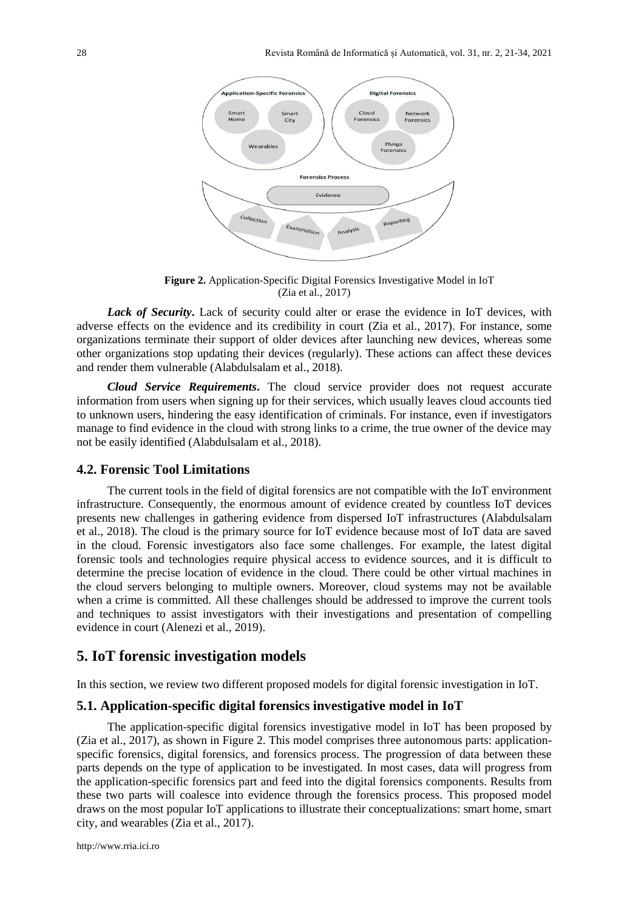**Figure 2.** Application-Specific Digital Forensics Investigative Model in IoT (Zia et al., 2017)

***Lack of Security***. Lack of security could alter or erase the evidence in IoT devices, with adverse effects on the evidence and its credibility in court (Zia et al., 2017). For instance, some organizations terminate their support of older devices after launching new devices, whereas some other organizations stop updating their devices (regularly). These actions can affect these devices and render them vulnerable (Alabdulsalam et al., 2018).

***Cloud Service Requirements***. The cloud service provider does not request accurate information from users when signing up for their services, which usually leaves cloud accounts tied to unknown users, hindering the easy identification of criminals. For instance, even if investigators manage to find evidence in the cloud with strong links to a crime, the true owner of the device may not be easily identified (Alabdulsalam et al., 2018).

### 4.2. Forensic Tool Limitations

The current tools in the field of digital forensics are not compatible with the IoT environment infrastructure. Consequently, the enormous amount of evidence created by countless IoT devices presents new challenges in gathering evidence from dispersed IoT infrastructures (Alabdulsalam et al., 2018). The cloud is the primary source for IoT evidence because most of IoT data are saved in the cloud. Forensic investigators also face some challenges. For example, the latest digital forensic tools and technologies require physical access to evidence sources, and it is difficult to determine the precise location of evidence in the cloud. There could be other virtual machines in the cloud servers belonging to multiple owners. Moreover, cloud systems may not be available when a crime is committed. All these challenges should be addressed to improve the current tools and techniques to assist investigators with their investigations and presentation of compelling evidence in court (Alenezi et al., 2019).

## 5. IoT forensic investigation models

In this section, we review two different proposed models for digital forensic investigation in IoT.

### 5.1. Application-specific digital forensics investigative model in IoT

The application-specific digital forensics investigative model in IoT has been proposed by (Zia et al., 2017), as shown in Figure 2. This model comprises three autonomous parts: application-specific forensics, digital forensics, and forensics process. The progression of data between these parts depends on the type of application to be investigated. In most cases, data will progress from the application-specific forensics part and feed into the digital forensics components. Results from these two parts will coalesce into evidence through the forensics process. This proposed model draws on the most popular IoT applications to illustrate their conceptualizations: smart home, smart city, and wearables (Zia et al., 2017).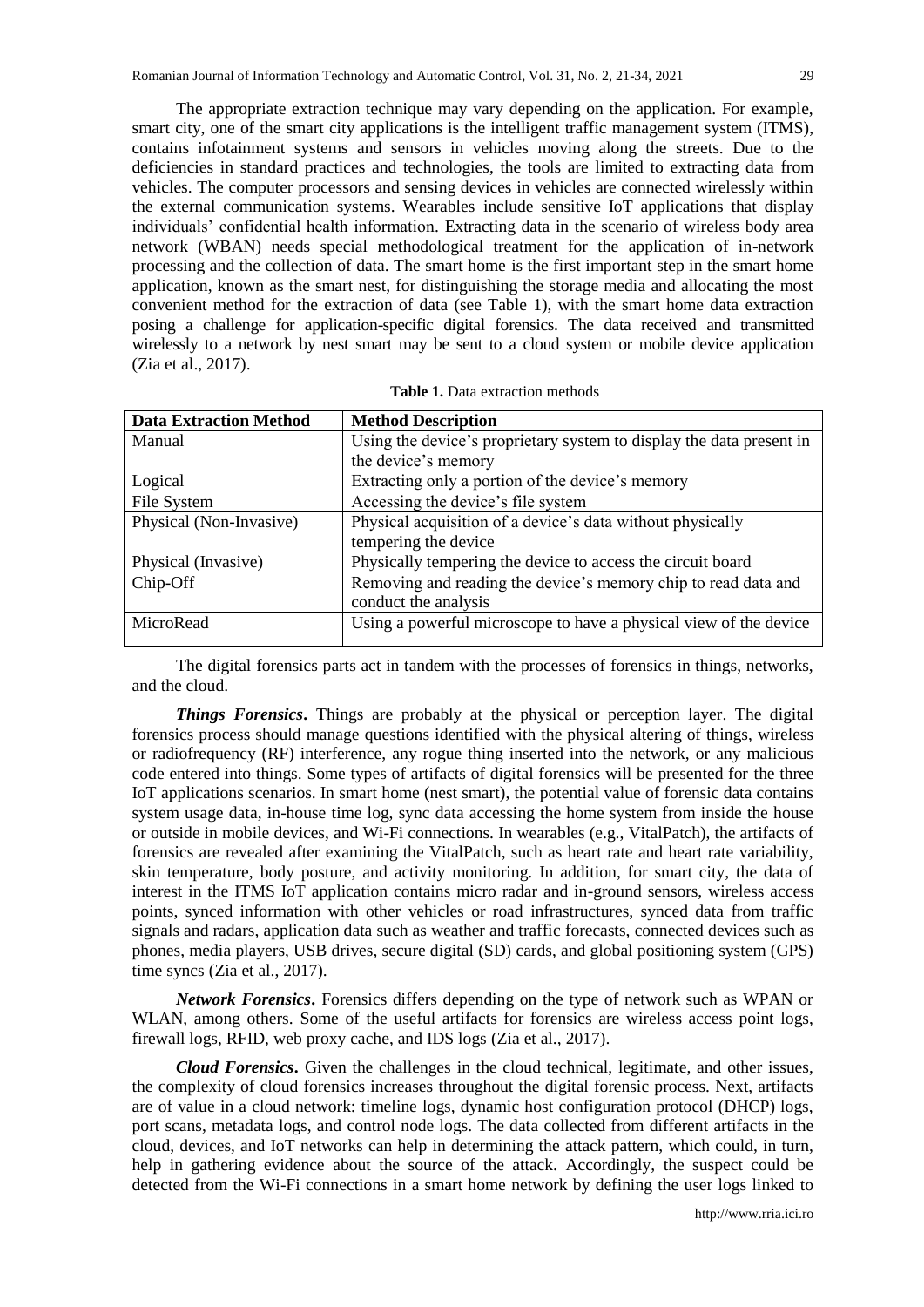The appropriate extraction technique may vary depending on the application. For example, smart city, one of the smart city applications is the intelligent traffic management system (ITMS), contains infotainment systems and sensors in vehicles moving along the streets. Due to the deficiencies in standard practices and technologies, the tools are limited to extracting data from vehicles. The computer processors and sensing devices in vehicles are connected wirelessly within the external communication systems. Wearables include sensitive IoT applications that display individuals' confidential health information. Extracting data in the scenario of wireless body area network (WBAN) needs special methodological treatment for the application of in-network processing and the collection of data. The smart home is the first important step in the smart home application, known as the smart nest, for distinguishing the storage media and allocating the most convenient method for the extraction of data (see Table 1), with the smart home data extraction posing a challenge for application-specific digital forensics. The data received and transmitted wirelessly to a network by nest smart may be sent to a cloud system or mobile device application (Zia et al., 2017).

**Table 1.** Data extraction methods

| Data Extraction Method | Method Description |
|---|---|
| Manual | Using the device's proprietary system to display the data present in the device's memory |
| Logical | Extracting only a portion of the device's memory |
| File System | Accessing the device's file system |
| Physical (Non-Invasive) | Physical acquisition of a device's data without physically tempering the device |
| Physical (Invasive) | Physically tempering the device to access the circuit board |
| Chip-Off | Removing and reading the device's memory chip to read data and conduct the analysis |
| MicroRead | Using a powerful microscope to have a physical view of the device |

The digital forensics parts act in tandem with the processes of forensics in things, networks, and the cloud.

***Things Forensics*.** Things are probably at the physical or perception layer. The digital forensics process should manage questions identified with the physical altering of things, wireless or radiofrequency (RF) interference, any rogue thing inserted into the network, or any malicious code entered into things. Some types of artifacts of digital forensics will be presented for the three IoT applications scenarios. In smart home (nest smart), the potential value of forensic data contains system usage data, in-house time log, sync data accessing the home system from inside the house or outside in mobile devices, and Wi-Fi connections. In wearables (e.g., VitalPatch), the artifacts of forensics are revealed after examining the VitalPatch, such as heart rate and heart rate variability, skin temperature, body posture, and activity monitoring. In addition, for smart city, the data of interest in the ITMS IoT application contains micro radar and in-ground sensors, wireless access points, synced information with other vehicles or road infrastructures, synced data from traffic signals and radars, application data such as weather and traffic forecasts, connected devices such as phones, media players, USB drives, secure digital (SD) cards, and global positioning system (GPS) time syncs (Zia et al., 2017).

***Network Forensics*.** Forensics differs depending on the type of network such as WPAN or WLAN, among others. Some of the useful artifacts for forensics are wireless access point logs, firewall logs, RFID, web proxy cache, and IDS logs (Zia et al., 2017).

***Cloud Forensics*.** Given the challenges in the cloud technical, legitimate, and other issues, the complexity of cloud forensics increases throughout the digital forensic process. Next, artifacts are of value in a cloud network: timeline logs, dynamic host configuration protocol (DHCP) logs, port scans, metadata logs, and control node logs. The data collected from different artifacts in the cloud, devices, and IoT networks can help in determining the attack pattern, which could, in turn, help in gathering evidence about the source of the attack. Accordingly, the suspect could be detected from the Wi-Fi connections in a smart home network by defining the user logs linked to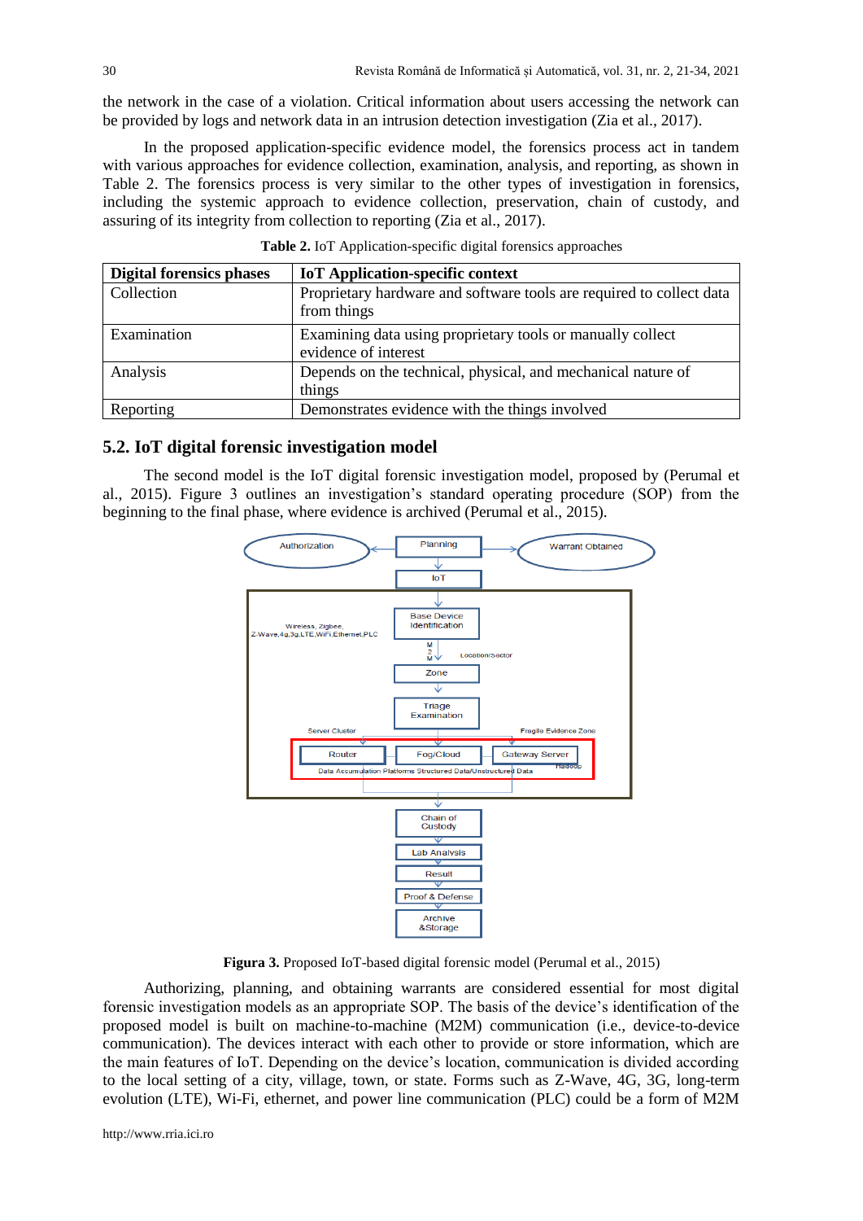the network in the case of a violation. Critical information about users accessing the network can be provided by logs and network data in an intrusion detection investigation (Zia et al., 2017).

In the proposed application-specific evidence model, the forensics process act in tandem with various approaches for evidence collection, examination, analysis, and reporting, as shown in Table 2. The forensics process is very similar to the other types of investigation in forensics, including the systemic approach to evidence collection, preservation, chain of custody, and assuring of its integrity from collection to reporting (Zia et al., 2017).

**Table 2.** IoT Application-specific digital forensics approaches

| Digital forensics phases | IoT Application-specific context |
|---|---|
| Collection | Proprietary hardware and software tools are required to collect data from things |
| Examination | Examining data using proprietary tools or manually collect evidence of interest |
| Analysis | Depends on the technical, physical, and mechanical nature of things |
| Reporting | Demonstrates evidence with the things involved |

## 5.2. IoT digital forensic investigation model

The second model is the IoT digital forensic investigation model, proposed by (Perumal et al., 2015). Figure 3 outlines an investigation's standard operating procedure (SOP) from the beginning to the final phase, where evidence is archived (Perumal et al., 2015).

**Figura 3.** Proposed IoT-based digital forensic model (Perumal et al., 2015)

Authorizing, planning, and obtaining warrants are considered essential for most digital forensic investigation models as an appropriate SOP. The basis of the device's identification of the proposed model is built on machine-to-machine (M2M) communication (i.e., device-to-device communication). The devices interact with each other to provide or store information, which are the main features of IoT. Depending on the device's location, communication is divided according to the local setting of a city, village, town, or state. Forms such as Z-Wave, 4G, 3G, long-term evolution (LTE), Wi-Fi, ethernet, and power line communication (PLC) could be a form of M2M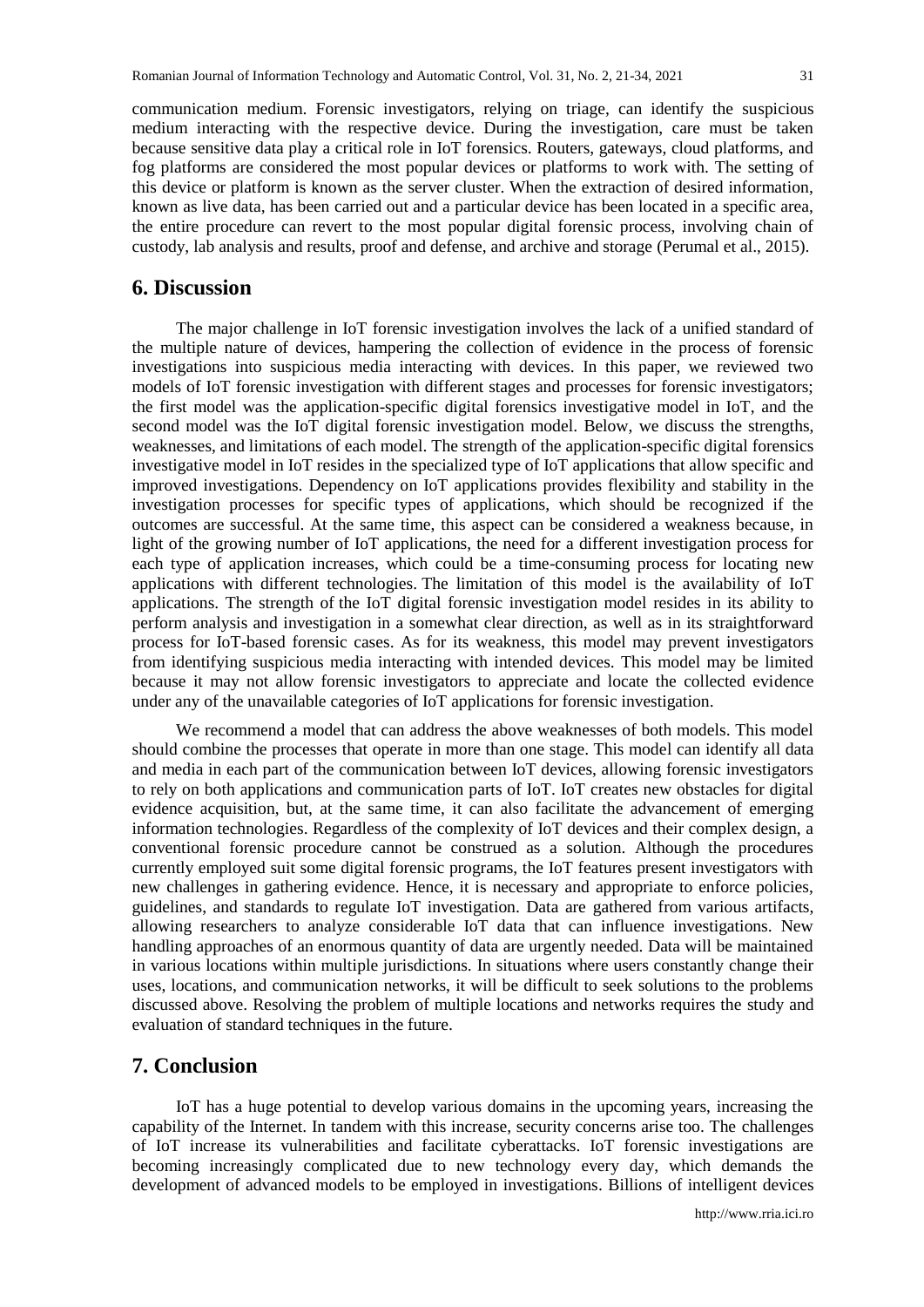communication medium. Forensic investigators, relying on triage, can identify the suspicious medium interacting with the respective device. During the investigation, care must be taken because sensitive data play a critical role in IoT forensics. Routers, gateways, cloud platforms, and fog platforms are considered the most popular devices or platforms to work with. The setting of this device or platform is known as the server cluster. When the extraction of desired information, known as live data, has been carried out and a particular device has been located in a specific area, the entire procedure can revert to the most popular digital forensic process, involving chain of custody, lab analysis and results, proof and defense, and archive and storage (Perumal et al., 2015).

## 6. Discussion

The major challenge in IoT forensic investigation involves the lack of a unified standard of the multiple nature of devices, hampering the collection of evidence in the process of forensic investigations into suspicious media interacting with devices. In this paper, we reviewed two models of IoT forensic investigation with different stages and processes for forensic investigators; the first model was the application-specific digital forensics investigative model in IoT, and the second model was the IoT digital forensic investigation model. Below, we discuss the strengths, weaknesses, and limitations of each model. The strength of the application-specific digital forensics investigative model in IoT resides in the specialized type of IoT applications that allow specific and improved investigations. Dependency on IoT applications provides flexibility and stability in the investigation processes for specific types of applications, which should be recognized if the outcomes are successful. At the same time, this aspect can be considered a weakness because, in light of the growing number of IoT applications, the need for a different investigation process for each type of application increases, which could be a time-consuming process for locating new applications with different technologies. The limitation of this model is the availability of IoT applications. The strength of the IoT digital forensic investigation model resides in its ability to perform analysis and investigation in a somewhat clear direction, as well as in its straightforward process for IoT-based forensic cases. As for its weakness, this model may prevent investigators from identifying suspicious media interacting with intended devices. This model may be limited because it may not allow forensic investigators to appreciate and locate the collected evidence under any of the unavailable categories of IoT applications for forensic investigation.

We recommend a model that can address the above weaknesses of both models. This model should combine the processes that operate in more than one stage. This model can identify all data and media in each part of the communication between IoT devices, allowing forensic investigators to rely on both applications and communication parts of IoT. IoT creates new obstacles for digital evidence acquisition, but, at the same time, it can also facilitate the advancement of emerging information technologies. Regardless of the complexity of IoT devices and their complex design, a conventional forensic procedure cannot be construed as a solution. Although the procedures currently employed suit some digital forensic programs, the IoT features present investigators with new challenges in gathering evidence. Hence, it is necessary and appropriate to enforce policies, guidelines, and standards to regulate IoT investigation. Data are gathered from various artifacts, allowing researchers to analyze considerable IoT data that can influence investigations. New handling approaches of an enormous quantity of data are urgently needed. Data will be maintained in various locations within multiple jurisdictions. In situations where users constantly change their uses, locations, and communication networks, it will be difficult to seek solutions to the problems discussed above. Resolving the problem of multiple locations and networks requires the study and evaluation of standard techniques in the future.

## 7. Conclusion

IoT has a huge potential to develop various domains in the upcoming years, increasing the capability of the Internet. In tandem with this increase, security concerns arise too. The challenges of IoT increase its vulnerabilities and facilitate cyberattacks. IoT forensic investigations are becoming increasingly complicated due to new technology every day, which demands the development of advanced models to be employed in investigations. Billions of intelligent devices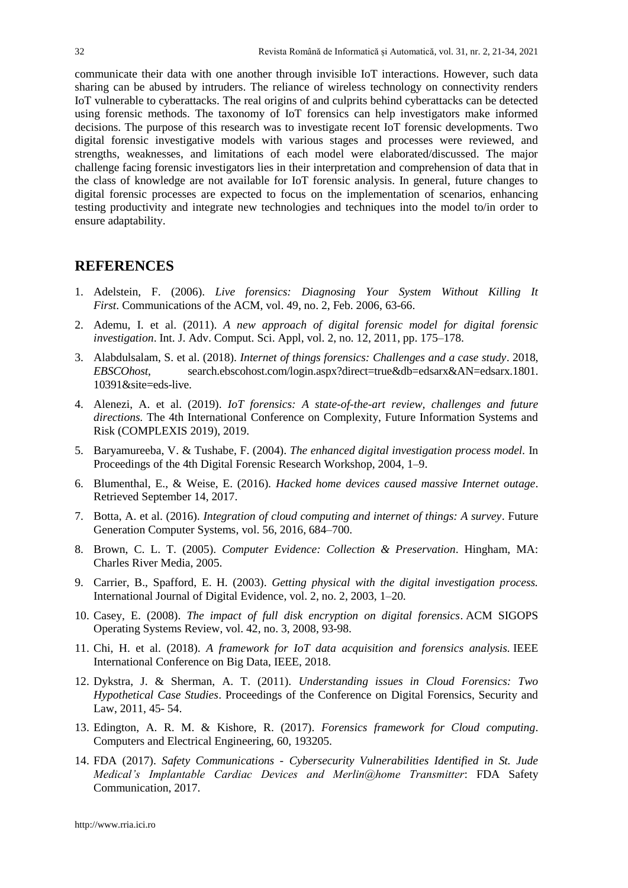communicate their data with one another through invisible IoT interactions. However, such data sharing can be abused by intruders. The reliance of wireless technology on connectivity renders IoT vulnerable to cyberattacks. The real origins of and culprits behind cyberattacks can be detected using forensic methods. The taxonomy of IoT forensics can help investigators make informed decisions. The purpose of this research was to investigate recent IoT forensic developments. Two digital forensic investigative models with various stages and processes were reviewed, and strengths, weaknesses, and limitations of each model were elaborated/discussed. The major challenge facing forensic investigators lies in their interpretation and comprehension of data that in the class of knowledge are not available for IoT forensic analysis. In general, future changes to digital forensic processes are expected to focus on the implementation of scenarios, enhancing testing productivity and integrate new technologies and techniques into the model to/in order to ensure adaptability.

## REFERENCES

1. Adelstein, F. (2006). *Live forensics: Diagnosing Your System Without Killing It First*. Communications of the ACM, vol. 49, no. 2, Feb. 2006, 63-66.
2. Ademu, I. et al. (2011). *A new approach of digital forensic model for digital forensic investigation*. Int. J. Adv. Comput. Sci. Appl, vol. 2, no. 12, 2011, pp. 175–178.
3. Alabdulsalam, S. et al. (2018). *Internet of things forensics: Challenges and a case study*. 2018, *EBSCOhost*, search.ebscohost.com/login.aspx?direct=true&db=edsarx&AN=edsarx.1801.10391&site=eds-live.
4. Alenezi, A. et al. (2019). *IoT forensics: A state-of-the-art review, challenges and future directions.* The 4th International Conference on Complexity, Future Information Systems and Risk (COMPLEXIS 2019), 2019.
5. Baryamureeba, V. & Tushabe, F. (2004). *The enhanced digital investigation process model.* In Proceedings of the 4th Digital Forensic Research Workshop, 2004, 1–9.
6. Blumenthal, E., & Weise, E. (2016). *Hacked home devices caused massive Internet outage*. Retrieved September 14, 2017.
7. Botta, A. et al. (2016). *Integration of cloud computing and internet of things: A survey*. Future Generation Computer Systems, vol. 56, 2016, 684–700.
8. Brown, C. L. T. (2005). *Computer Evidence: Collection & Preservation*. Hingham, MA: Charles River Media, 2005.
9. Carrier, B., Spafford, E. H. (2003). *Getting physical with the digital investigation process.* International Journal of Digital Evidence, vol. 2, no. 2, 2003, 1–20.
10. Casey, E. (2008). *The impact of full disk encryption on digital forensics*. ACM SIGOPS Operating Systems Review, vol. 42, no. 3, 2008, 93-98.
11. Chi, H. et al. (2018). *A framework for IoT data acquisition and forensics analysis.* IEEE International Conference on Big Data, IEEE, 2018.
12. Dykstra, J. & Sherman, A. T. (2011). *Understanding issues in Cloud Forensics: Two Hypothetical Case Studies*. Proceedings of the Conference on Digital Forensics, Security and Law, 2011, 45- 54.
13. Edington, A. R. M. & Kishore, R. (2017). *Forensics framework for Cloud computing*. Computers and Electrical Engineering, 60, 193205.
14. FDA (2017). *Safety Communications - Cybersecurity Vulnerabilities Identified in St. Jude Medical's Implantable Cardiac Devices and Merlin@home Transmitter*: FDA Safety Communication, 2017.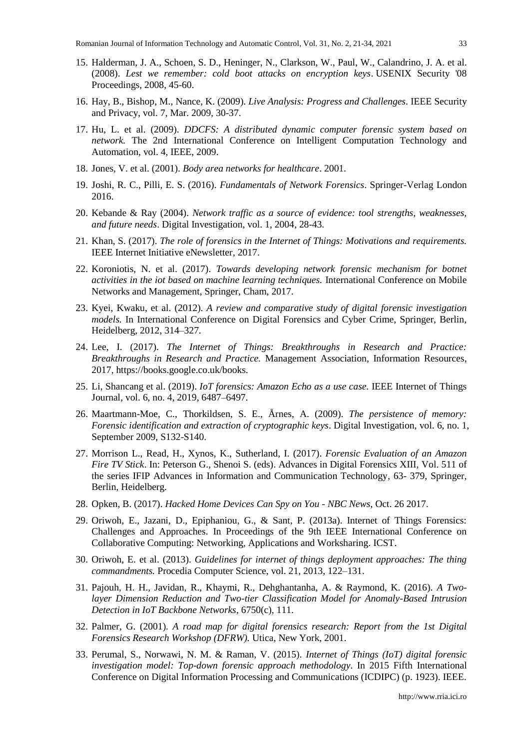15. Halderman, J. A., Schoen, S. D., Heninger, N., Clarkson, W., Paul, W., Calandrino, J. A. et al. (2008). *Lest we remember: cold boot attacks on encryption keys*. USENIX Security '08 Proceedings, 2008, 45-60.

16. Hay, B., Bishop, M., Nance, K. (2009). *Live Analysis: Progress and Challenges*. IEEE Security and Privacy, vol. 7, Mar. 2009, 30-37.

17. Hu, L. et al. (2009). *DDCFS: A distributed dynamic computer forensic system based on network.* The 2nd International Conference on Intelligent Computation Technology and Automation, vol. 4, IEEE, 2009.

18. Jones, V. et al. (2001). *Body area networks for healthcare*. 2001.

19. Joshi, R. C., Pilli, E. S. (2016). *Fundamentals of Network Forensics*. Springer-Verlag London 2016.

20. Kebande & Ray (2004). *Network traffic as a source of evidence: tool strengths, weaknesses, and future needs*. Digital Investigation, vol. 1, 2004, 28-43.

21. Khan, S. (2017). *The role of forensics in the Internet of Things: Motivations and requirements.* IEEE Internet Initiative eNewsletter, 2017.

22. Koroniotis, N. et al. (2017). *Towards developing network forensic mechanism for botnet activities in the iot based on machine learning techniques.* International Conference on Mobile Networks and Management, Springer, Cham, 2017.

23. Kyei, Kwaku, et al. (2012). *A review and comparative study of digital forensic investigation models.* In International Conference on Digital Forensics and Cyber Crime, Springer, Berlin, Heidelberg, 2012, 314–327.

24. Lee, I. (2017). *The Internet of Things: Breakthroughs in Research and Practice: Breakthroughs in Research and Practice.* Management Association, Information Resources, 2017, https://books.google.co.uk/books.

25. Li, Shancang et al. (2019). *IoT forensics: Amazon Echo as a use case.* IEEE Internet of Things Journal, vol. 6, no. 4, 2019, 6487–6497.

26. Maartmann-Moe, C., Thorkildsen, S. E., Årnes, A. (2009). *The persistence of memory: Forensic identification and extraction of cryptographic keys*. Digital Investigation, vol. 6, no. 1, September 2009, S132-S140.

27. Morrison L., Read, H., Xynos, K., Sutherland, I. (2017). *Forensic Evaluation of an Amazon Fire TV Stick*. In: Peterson G., Shenoi S. (eds). Advances in Digital Forensics XIII, Vol. 511 of the series IFIP Advances in Information and Communication Technology, 63- 379, Springer, Berlin, Heidelberg.

28. Opken, B. (2017). *Hacked Home Devices Can Spy on You - NBC News*, Oct. 26 2017.

29. Oriwoh, E., Jazani, D., Epiphaniou, G., & Sant, P. (2013a). Internet of Things Forensics: Challenges and Approaches. In Proceedings of the 9th IEEE International Conference on Collaborative Computing: Networking, Applications and Worksharing. ICST.

30. Oriwoh, E. et al. (2013). *Guidelines for internet of things deployment approaches: The thing commandments.* Procedia Computer Science, vol. 21, 2013, 122–131.

31. Pajouh, H. H., Javidan, R., Khaymi, R., Dehghantanha, A. & Raymond, K. (2016). *A Two-layer Dimension Reduction and Two-tier Classification Model for Anomaly-Based Intrusion Detection in IoT Backbone Networks*, 6750(c), 111.

32. Palmer, G. (2001). *A road map for digital forensics research: Report from the 1st Digital Forensics Research Workshop (DFRW).* Utica, New York, 2001.

33. Perumal, S., Norwawi, N. M. & Raman, V. (2015). *Internet of Things (IoT) digital forensic investigation model: Top-down forensic approach methodology*. In 2015 Fifth International Conference on Digital Information Processing and Communications (ICDIPC) (p. 1923). IEEE.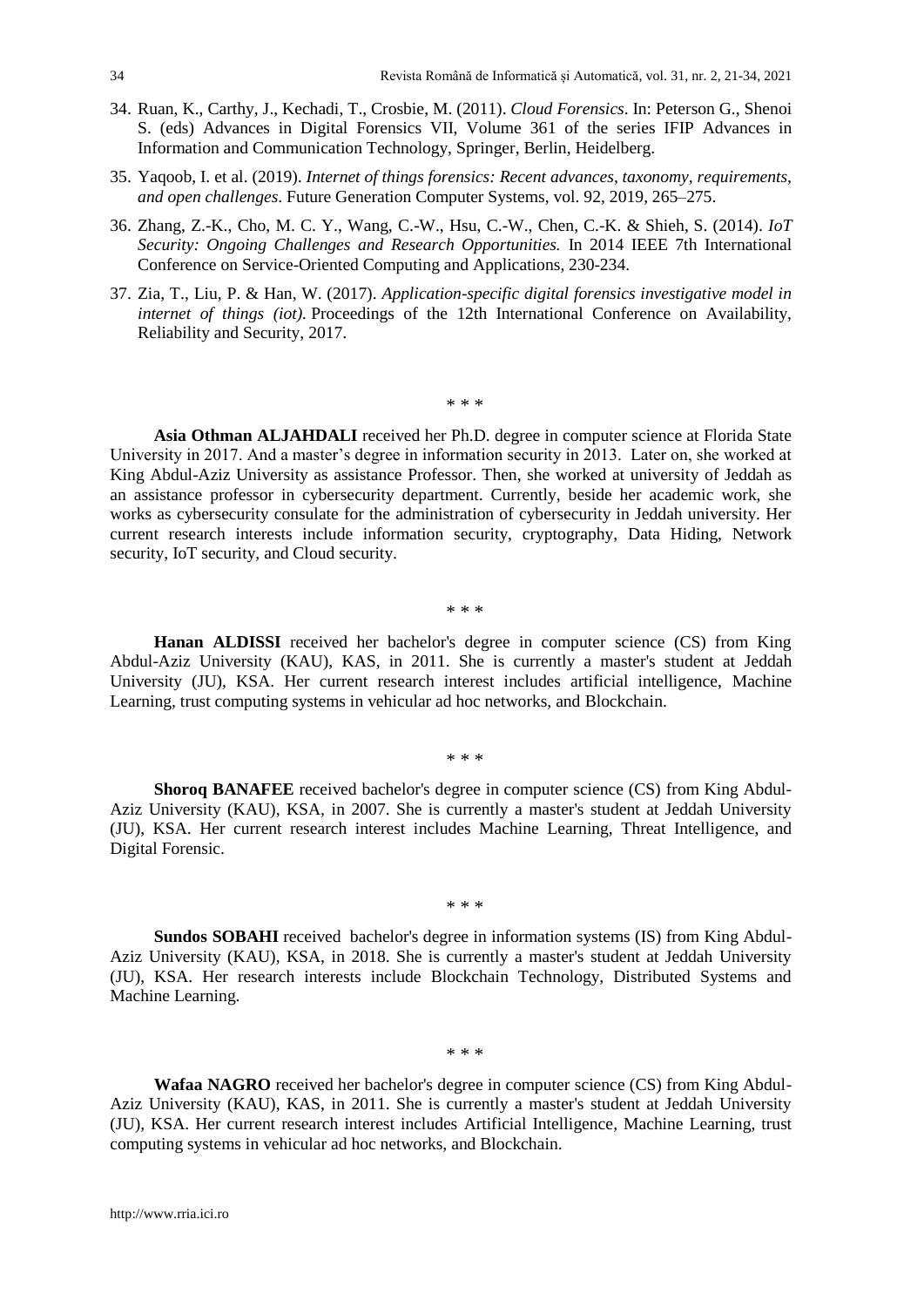34. Ruan, K., Carthy, J., Kechadi, T., Crosbie, M. (2011). *Cloud Forensics*. In: Peterson G., Shenoi S. (eds) Advances in Digital Forensics VII, Volume 361 of the series IFIP Advances in Information and Communication Technology, Springer, Berlin, Heidelberg.

35. Yaqoob, I. et al. (2019). *Internet of things forensics: Recent advances, taxonomy, requirements, and open challenges*. Future Generation Computer Systems, vol. 92, 2019, 265–275.

36. Zhang, Z.-K., Cho, M. C. Y., Wang, C.-W., Hsu, C.-W., Chen, C.-K. & Shieh, S. (2014). *IoT Security: Ongoing Challenges and Research Opportunities.* In 2014 IEEE 7th International Conference on Service-Oriented Computing and Applications, 230-234.

37. Zia, T., Liu, P. & Han, W. (2017). *Application-specific digital forensics investigative model in internet of things (iot).* Proceedings of the 12th International Conference on Availability, Reliability and Security, 2017.

\* \* \*

**Asia Othman ALJAHDALI** received her Ph.D. degree in computer science at Florida State University in 2017. And a master's degree in information security in 2013. Later on, she worked at King Abdul-Aziz University as assistance Professor. Then, she worked at university of Jeddah as an assistance professor in cybersecurity department. Currently, beside her academic work, she works as cybersecurity consulate for the administration of cybersecurity in Jeddah university. Her current research interests include information security, cryptography, Data Hiding, Network security, IoT security, and Cloud security.

\* \* \*

**Hanan ALDISSI** received her bachelor's degree in computer science (CS) from King Abdul-Aziz University (KAU), KAS, in 2011. She is currently a master's student at Jeddah University (JU), KSA. Her current research interest includes artificial intelligence, Machine Learning, trust computing systems in vehicular ad hoc networks, and Blockchain.

\* \* \*

**Shoroq BANAFEE** received bachelor's degree in computer science (CS) from King Abdul-Aziz University (KAU), KSA, in 2007. She is currently a master's student at Jeddah University (JU), KSA. Her current research interest includes Machine Learning, Threat Intelligence, and Digital Forensic.

\* \* \*

**Sundos SOBAHI** received bachelor's degree in information systems (IS) from King Abdul-Aziz University (KAU), KSA, in 2018. She is currently a master's student at Jeddah University (JU), KSA. Her research interests include Blockchain Technology, Distributed Systems and Machine Learning.

\* \* \*

**Wafaa NAGRO** received her bachelor's degree in computer science (CS) from King Abdul-Aziz University (KAU), KAS, in 2011. She is currently a master's student at Jeddah University (JU), KSA. Her current research interest includes Artificial Intelligence, Machine Learning, trust computing systems in vehicular ad hoc networks, and Blockchain.